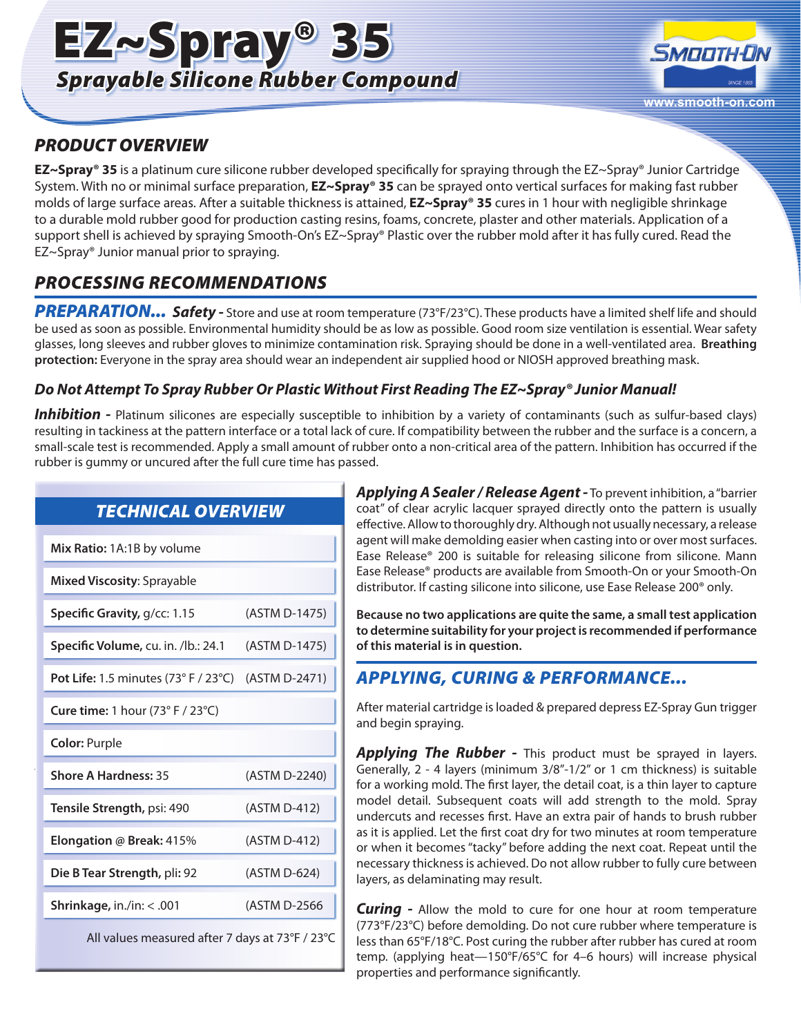# EZ~Spray® 35

## Sprayable Silicone Rubber Compound

www.smooth-on.com

## PRODUCT OVERVIEW

**EZ~Spray® 35** is a platinum cure silicone rubber developed specifically for spraying through the EZ~Spray® Junior Cartridge System. With no or minimal surface preparation, **EZ~Spray® 35** can be sprayed onto vertical surfaces for making fast rubber molds of large surface areas. After a suitable thickness is attained, **EZ~Spray® 35** cures in 1 hour with negligible shrinkage to a durable mold rubber good for production casting resins, foams, concrete, plaster and other materials. Application of a support shell is achieved by spraying Smooth-On's EZ~Spray® Plastic over the rubber mold after it has fully cured. Read the EZ~Spray® Junior manual prior to spraying.

## PROCESSING RECOMMENDATIONS

**PREPARATION...** ***Safety -*** Store and use at room temperature (73°F/23°C). These products have a limited shelf life and should be used as soon as possible. Environmental humidity should be as low as possible. Good room size ventilation is essential. Wear safety glasses, long sleeves and rubber gloves to minimize contamination risk. Spraying should be done in a well-ventilated area. **Breathing protection:** Everyone in the spray area should wear an independent air supplied hood or NIOSH approved breathing mask.

***Do Not Attempt To Spray Rubber Or Plastic Without First Reading The EZ~Spray® Junior Manual!***

***Inhibition -*** Platinum silicones are especially susceptible to inhibition by a variety of contaminants (such as sulfur-based clays) resulting in tackiness at the pattern interface or a total lack of cure. If compatibility between the rubber and the surface is a concern, a small-scale test is recommended. Apply a small amount of rubber onto a non-critical area of the pattern. Inhibition has occurred if the rubber is gummy or uncured after the full cure time has passed.

### TECHNICAL OVERVIEW

| Property | Test Method |
|---|---|
| **Mix Ratio:** 1A:1B by volume | |
| **Mixed Viscosity**: Sprayable | |
| **Specific Gravity,** g/cc: 1.15 | (ASTM D-1475) |
| **Specific Volume,** cu. in. /lb.: 24.1 | (ASTM D-1475) |
| **Pot Life:** 1.5 minutes (73° F / 23°C) | (ASTM D-2471) |
| **Cure time:** 1 hour (73° F / 23°C) | |
| **Color:** Purple | |
| **Shore A Hardness:** 35 | (ASTM D-2240) |
| **Tensile Strength,** psi: 490 | (ASTM D-412) |
| **Elongation @ Break:** 415% | (ASTM D-412) |
| **Die B Tear Strength,** pli: 92 | (ASTM D-624) |
| **Shrinkage,** in./in: < .001 | (ASTM D-2566 |

All values measured after 7 days at 73°F / 23°C

***Applying A Sealer / Release Agent -*** To prevent inhibition, a "barrier coat" of clear acrylic lacquer sprayed directly onto the pattern is usually effective. Allow to thoroughly dry. Although not usually necessary, a release agent will make demolding easier when casting into or over most surfaces. Ease Release® 200 is suitable for releasing silicone from silicone. Mann Ease Release® products are available from Smooth-On or your Smooth-On distributor. If casting silicone into silicone, use Ease Release 200® only.

**Because no two applications are quite the same, a small test application to determine suitability for your project is recommended if performance of this material is in question.**

## APPLYING, CURING & PERFORMANCE...

After material cartridge is loaded & prepared depress EZ-Spray Gun trigger and begin spraying.

***Applying The Rubber -*** This product must be sprayed in layers. Generally, 2 - 4 layers (minimum 3/8"-1/2" or 1 cm thickness) is suitable for a working mold. The first layer, the detail coat, is a thin layer to capture model detail. Subsequent coats will add strength to the mold. Spray undercuts and recesses first. Have an extra pair of hands to brush rubber as it is applied. Let the first coat dry for two minutes at room temperature or when it becomes "tacky" before adding the next coat. Repeat until the necessary thickness is achieved. Do not allow rubber to fully cure between layers, as delaminating may result.

***Curing -*** Allow the mold to cure for one hour at room temperature (773°F/23°C) before demolding. Do not cure rubber where temperature is less than 65°F/18°C. Post curing the rubber after rubber has cured at room temp. (applying heat—150°F/65°C for 4–6 hours) will increase physical properties and performance significantly.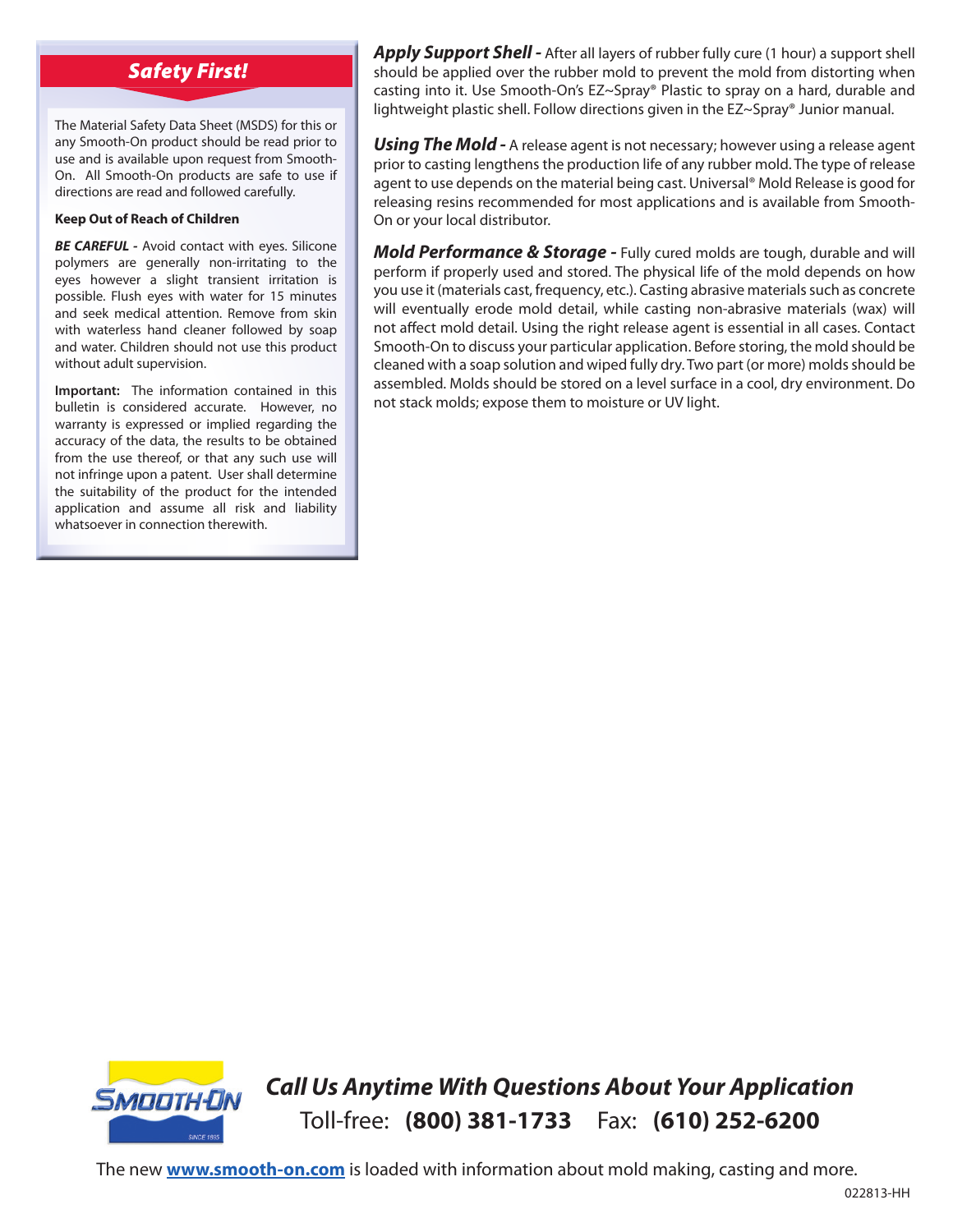## Safety First!

The Material Safety Data Sheet (MSDS) for this or any Smooth-On product should be read prior to use and is available upon request from Smooth-On. All Smooth-On products are safe to use if directions are read and followed carefully.

**Keep Out of Reach of Children**

***BE CAREFUL*** **-** Avoid contact with eyes. Silicone polymers are generally non-irritating to the eyes however a slight transient irritation is possible. Flush eyes with water for 15 minutes and seek medical attention. Remove from skin with waterless hand cleaner followed by soap and water. Children should not use this product without adult supervision.

**Important:** The information contained in this bulletin is considered accurate. However, no warranty is expressed or implied regarding the accuracy of the data, the results to be obtained from the use thereof, or that any such use will not infringe upon a patent. User shall determine the suitability of the product for the intended application and assume all risk and liability whatsoever in connection therewith.

***Apply Support Shell -*** After all layers of rubber fully cure (1 hour) a support shell should be applied over the rubber mold to prevent the mold from distorting when casting into it. Use Smooth-On's EZ~Spray® Plastic to spray on a hard, durable and lightweight plastic shell. Follow directions given in the EZ~Spray® Junior manual.

***Using The Mold -*** A release agent is not necessary; however using a release agent prior to casting lengthens the production life of any rubber mold. The type of release agent to use depends on the material being cast. Universal® Mold Release is good for releasing resins recommended for most applications and is available from Smooth-On or your local distributor.

***Mold Performance & Storage -*** Fully cured molds are tough, durable and will perform if properly used and stored. The physical life of the mold depends on how you use it (materials cast, frequency, etc.). Casting abrasive materials such as concrete will eventually erode mold detail, while casting non-abrasive materials (wax) will not affect mold detail. Using the right release agent is essential in all cases. Contact Smooth-On to discuss your particular application. Before storing, the mold should be cleaned with a soap solution and wiped fully dry. Two part (or more) molds should be assembled. Molds should be stored on a level surface in a cool, dry environment. Do not stack molds; expose them to moisture or UV light.

SMOOTH-ON SINCE 1895

***Call Us Anytime With Questions About Your Application***

Toll-free: **(800) 381-1733** Fax: **(610) 252-6200**

The new **www.smooth-on.com** is loaded with information about mold making, casting and more.

022813-HH